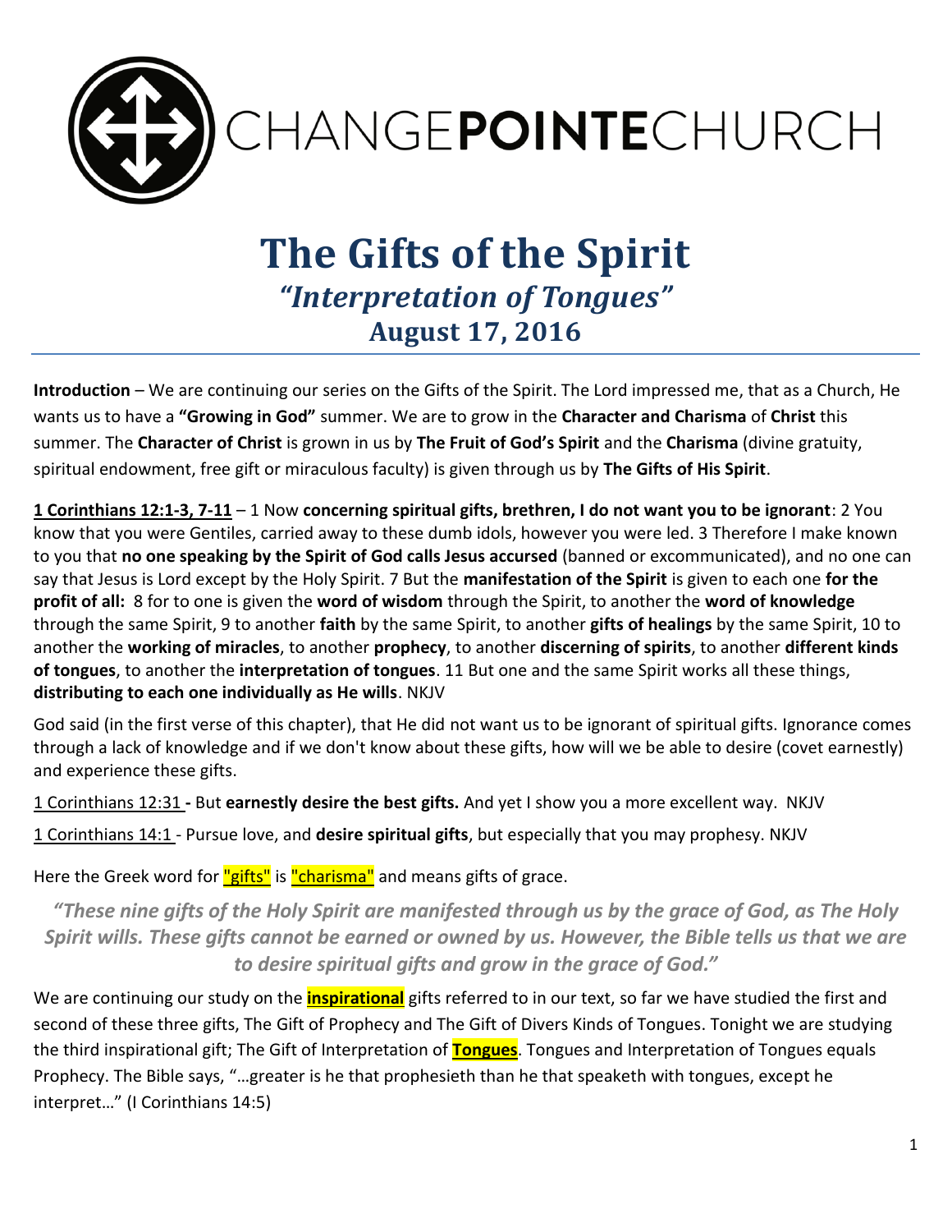CHANGE**POINTE**CHURCH

# The Gifts of the Spirit

## *"Interpretation of Tongues"*

## August 17, 2016

**Introduction** – We are continuing our series on the Gifts of the Spirit. The Lord impressed me, that as a Church, He wants us to have a **"Growing in God"** summer. We are to grow in the **Character and Charisma** of **Christ** this summer. The **Character of Christ** is grown in us by **The Fruit of God's Spirit** and the **Charisma** (divine gratuity, spiritual endowment, free gift or miraculous faculty) is given through us by **The Gifts of His Spirit**.

**1 Corinthians 12:1-3, 7-11** – 1 Now **concerning spiritual gifts, brethren, I do not want you to be ignorant**: 2 You know that you were Gentiles, carried away to these dumb idols, however you were led. 3 Therefore I make known to you that **no one speaking by the Spirit of God calls Jesus accursed** (banned or excommunicated), and no one can say that Jesus is Lord except by the Holy Spirit. 7 But the **manifestation of the Spirit** is given to each one **for the profit of all:** 8 for to one is given the **word of wisdom** through the Spirit, to another the **word of knowledge** through the same Spirit, 9 to another **faith** by the same Spirit, to another **gifts of healings** by the same Spirit, 10 to another the **working of miracles**, to another **prophecy**, to another **discerning of spirits**, to another **different kinds of tongues**, to another the **interpretation of tongues**. 11 But one and the same Spirit works all these things, **distributing to each one individually as He wills**. NKJV

God said (in the first verse of this chapter), that He did not want us to be ignorant of spiritual gifts. Ignorance comes through a lack of knowledge and if we don't know about these gifts, how will we be able to desire (covet earnestly) and experience these gifts.

1 Corinthians 12:31 - But **earnestly desire the best gifts.** And yet I show you a more excellent way. NKJV

1 Corinthians 14:1 - Pursue love, and **desire spiritual gifts**, but especially that you may prophesy. NKJV

Here the Greek word for "gifts" is "charisma" and means gifts of grace.

***"These nine gifts of the Holy Spirit are manifested through us by the grace of God, as The Holy Spirit wills. These gifts cannot be earned or owned by us. However, the Bible tells us that we are to desire spiritual gifts and grow in the grace of God."***

We are continuing our study on the **inspirational** gifts referred to in our text, so far we have studied the first and second of these three gifts, The Gift of Prophecy and The Gift of Divers Kinds of Tongues. Tonight we are studying the third inspirational gift; The Gift of Interpretation of **Tongues**. Tongues and Interpretation of Tongues equals Prophecy. The Bible says, "…greater is he that prophesieth than he that speaketh with tongues, except he interpret…" (I Corinthians 14:5)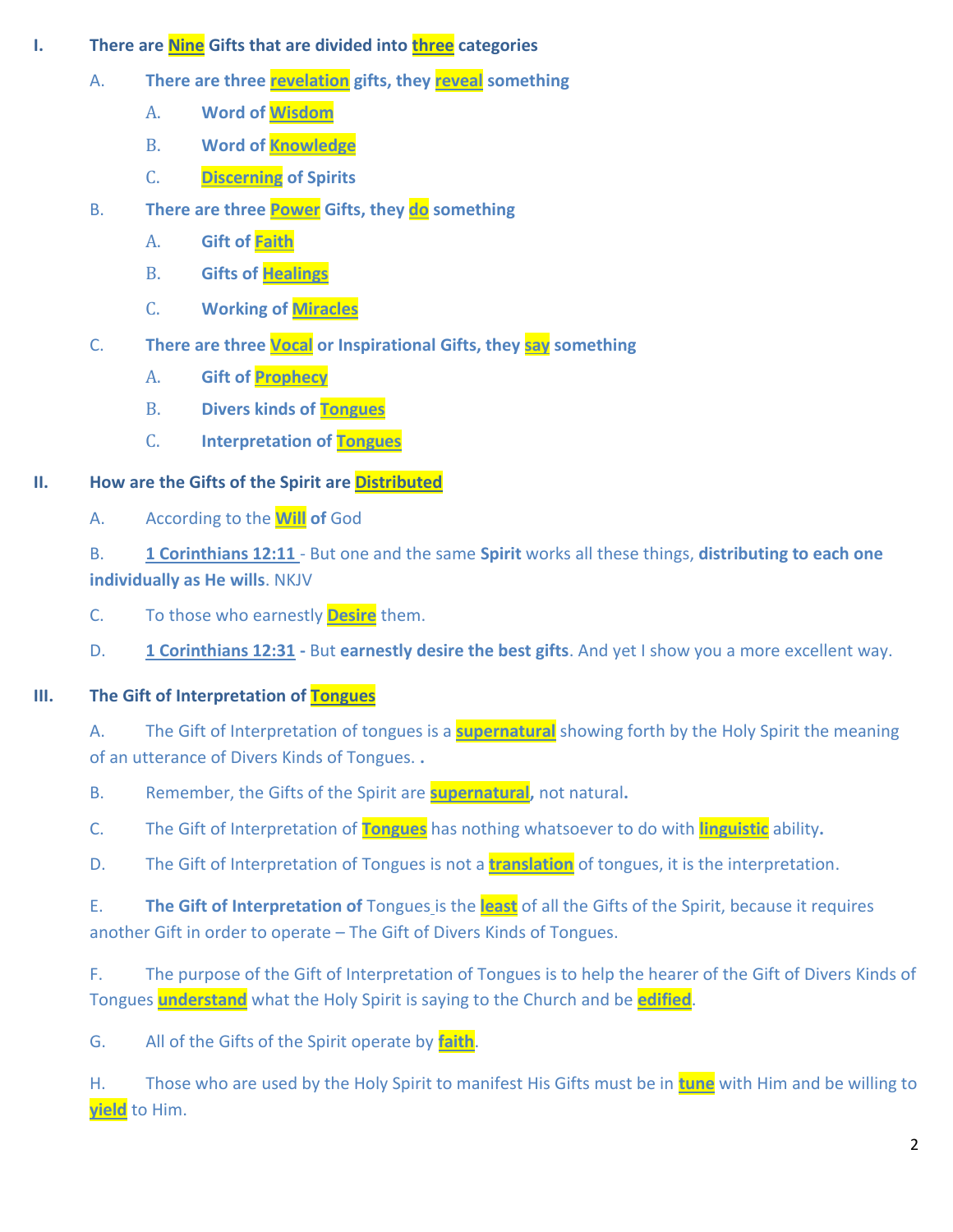I. **There are Nine Gifts that are divided into three categories**

   A. **There are three revelation gifts, they reveal something**

      A. **Word of Wisdom**

      B. **Word of Knowledge**

      C. **Discerning of Spirits**

   B. **There are three Power Gifts, they do something**

      A. **Gift of Faith**

      B. **Gifts of Healings**

      C. **Working of Miracles**

   C. **There are three Vocal or Inspirational Gifts, they say something**

      A. **Gift of Prophecy**

      B. **Divers kinds of Tongues**

      C. **Interpretation of Tongues**

II. **How are the Gifts of the Spirit are Distributed**

   A. According to the **Will of** God

   B. **1 Corinthians 12:11** - But one and the same **Spirit** works all these things, **distributing to each one individually as He wills**. NKJV

   C. To those who earnestly **Desire** them.

   D. **1 Corinthians 12:31 -** But **earnestly desire the best gifts**. And yet I show you a more excellent way.

III. **The Gift of Interpretation of Tongues**

   A. The Gift of Interpretation of tongues is a **supernatural** showing forth by the Holy Spirit the meaning of an utterance of Divers Kinds of Tongues. **.**

   B. Remember, the Gifts of the Spirit are **supernatural,** not natural**.**

   C. The Gift of Interpretation of **Tongues** has nothing whatsoever to do with **linguistic** ability**.**

   D. The Gift of Interpretation of Tongues is not a **translation** of tongues, it is the interpretation.

   E. **The Gift of Interpretation of** Tongues is the **least** of all the Gifts of the Spirit, because it requires another Gift in order to operate – The Gift of Divers Kinds of Tongues.

   F. The purpose of the Gift of Interpretation of Tongues is to help the hearer of the Gift of Divers Kinds of Tongues **understand** what the Holy Spirit is saying to the Church and be **edified**.

   G. All of the Gifts of the Spirit operate by **faith**.

   H. Those who are used by the Holy Spirit to manifest His Gifts must be in **tune** with Him and be willing to **yield** to Him.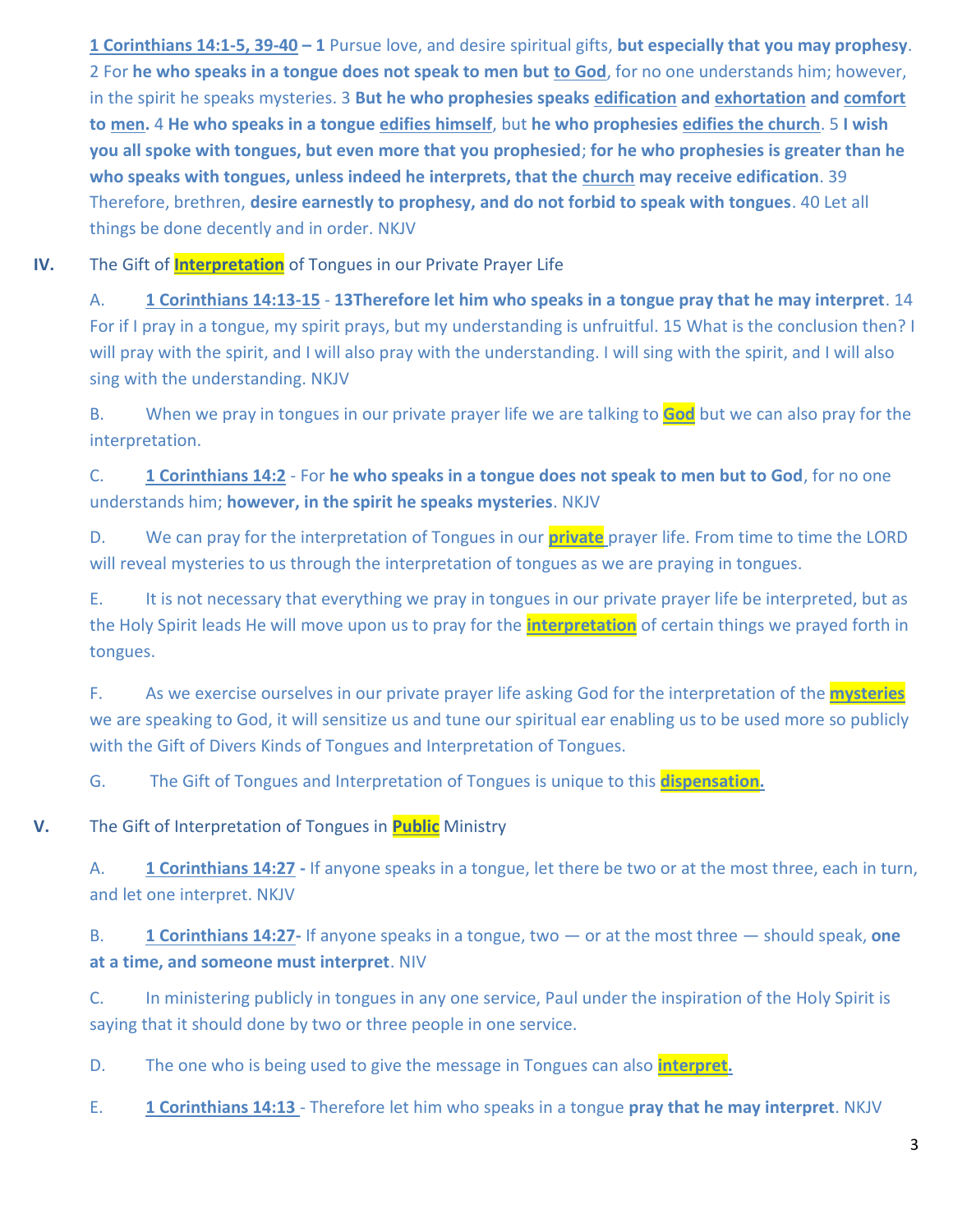**1 Corinthians 14:1-5, 39-40 – 1** Pursue love, and desire spiritual gifts, **but especially that you may prophesy**. 2 For **he who speaks in a tongue does not speak to men but to God**, for no one understands him; however, in the spirit he speaks mysteries. 3 **But he who prophesies speaks edification and exhortation and comfort to men.** 4 **He who speaks in a tongue edifies himself**, but **he who prophesies edifies the church**. 5 **I wish you all spoke with tongues, but even more that you prophesied**; **for he who prophesies is greater than he who speaks with tongues, unless indeed he interprets, that the church may receive edification**. 39 Therefore, brethren, **desire earnestly to prophesy, and do not forbid to speak with tongues**. 40 Let all things be done decently and in order. NKJV

## IV. The Gift of **Interpretation** of Tongues in our Private Prayer Life

A. **1 Corinthians 14:13-15** - **13Therefore let him who speaks in a tongue pray that he may interpret**. 14 For if I pray in a tongue, my spirit prays, but my understanding is unfruitful. 15 What is the conclusion then? I will pray with the spirit, and I will also pray with the understanding. I will sing with the spirit, and I will also sing with the understanding. NKJV

B. When we pray in tongues in our private prayer life we are talking to **God** but we can also pray for the interpretation.

C. **1 Corinthians 14:2** - For **he who speaks in a tongue does not speak to men but to God**, for no one understands him; **however, in the spirit he speaks mysteries**. NKJV

D. We can pray for the interpretation of Tongues in our **private** prayer life. From time to time the LORD will reveal mysteries to us through the interpretation of tongues as we are praying in tongues.

E. It is not necessary that everything we pray in tongues in our private prayer life be interpreted, but as the Holy Spirit leads He will move upon us to pray for the **interpretation** of certain things we prayed forth in tongues.

F. As we exercise ourselves in our private prayer life asking God for the interpretation of the **mysteries** we are speaking to God, it will sensitize us and tune our spiritual ear enabling us to be used more so publicly with the Gift of Divers Kinds of Tongues and Interpretation of Tongues.

G. The Gift of Tongues and Interpretation of Tongues is unique to this **dispensation.**

## V. The Gift of Interpretation of Tongues in **Public** Ministry

A. **1 Corinthians 14:27 -** If anyone speaks in a tongue, let there be two or at the most three, each in turn, and let one interpret. NKJV

B. **1 Corinthians 14:27-** If anyone speaks in a tongue, two — or at the most three — should speak, **one at a time, and someone must interpret**. NIV

C. In ministering publicly in tongues in any one service, Paul under the inspiration of the Holy Spirit is saying that it should done by two or three people in one service.

D. The one who is being used to give the message in Tongues can also **interpret.**

E. **1 Corinthians 14:13** - Therefore let him who speaks in a tongue **pray that he may interpret**. NKJV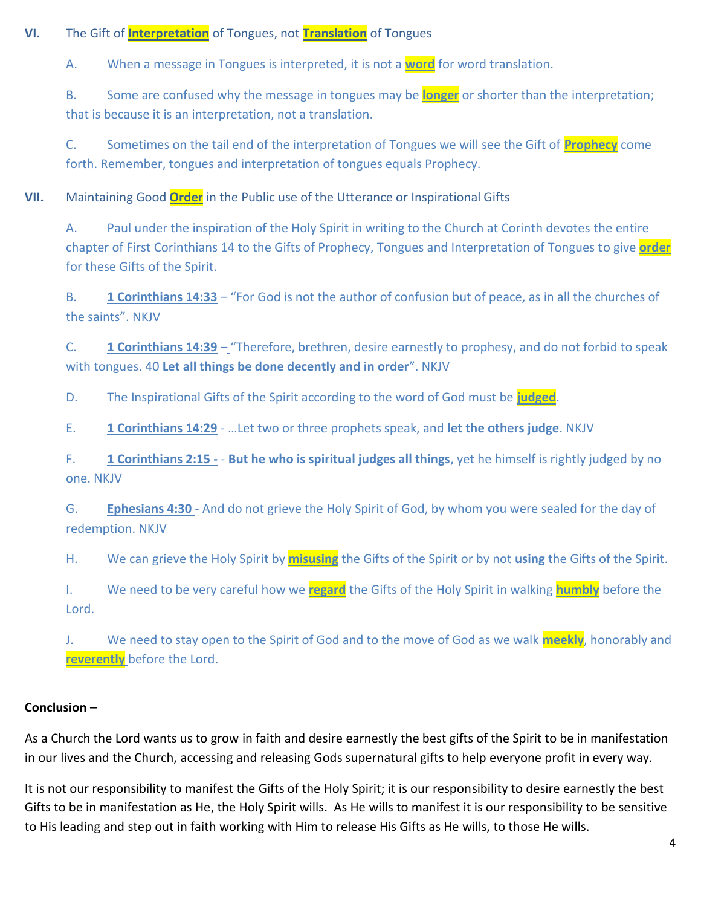## VI. The Gift of **Interpretation** of Tongues, not **Translation** of Tongues

A. When a message in Tongues is interpreted, it is not a **word** for word translation.

B. Some are confused why the message in tongues may be **longer** or shorter than the interpretation; that is because it is an interpretation, not a translation.

C. Sometimes on the tail end of the interpretation of Tongues we will see the Gift of **Prophecy** come forth. Remember, tongues and interpretation of tongues equals Prophecy.

## VII. Maintaining Good **Order** in the Public use of the Utterance or Inspirational Gifts

A. Paul under the inspiration of the Holy Spirit in writing to the Church at Corinth devotes the entire chapter of First Corinthians 14 to the Gifts of Prophecy, Tongues and Interpretation of Tongues to give **order** for these Gifts of the Spirit.

B. **1 Corinthians 14:33** – "For God is not the author of confusion but of peace, as in all the churches of the saints". NKJV

C. **1 Corinthians 14:39** – "Therefore, brethren, desire earnestly to prophesy, and do not forbid to speak with tongues. 40 **Let all things be done decently and in order**". NKJV

D. The Inspirational Gifts of the Spirit according to the word of God must be **judged**.

E. **1 Corinthians 14:29** - …Let two or three prophets speak, and **let the others judge**. NKJV

F. **1 Corinthians 2:15 -** - **But he who is spiritual judges all things**, yet he himself is rightly judged by no one. NKJV

G. **Ephesians 4:30** - And do not grieve the Holy Spirit of God, by whom you were sealed for the day of redemption. NKJV

H. We can grieve the Holy Spirit by **misusing** the Gifts of the Spirit or by not **using** the Gifts of the Spirit.

I. We need to be very careful how we **regard** the Gifts of the Holy Spirit in walking **humbly** before the Lord.

J. We need to stay open to the Spirit of God and to the move of God as we walk **meekly**, honorably and **reverently** before the Lord.

**Conclusion** –

As a Church the Lord wants us to grow in faith and desire earnestly the best gifts of the Spirit to be in manifestation in our lives and the Church, accessing and releasing Gods supernatural gifts to help everyone profit in every way.

It is not our responsibility to manifest the Gifts of the Holy Spirit; it is our responsibility to desire earnestly the best Gifts to be in manifestation as He, the Holy Spirit wills. As He wills to manifest it is our responsibility to be sensitive to His leading and step out in faith working with Him to release His Gifts as He wills, to those He wills.